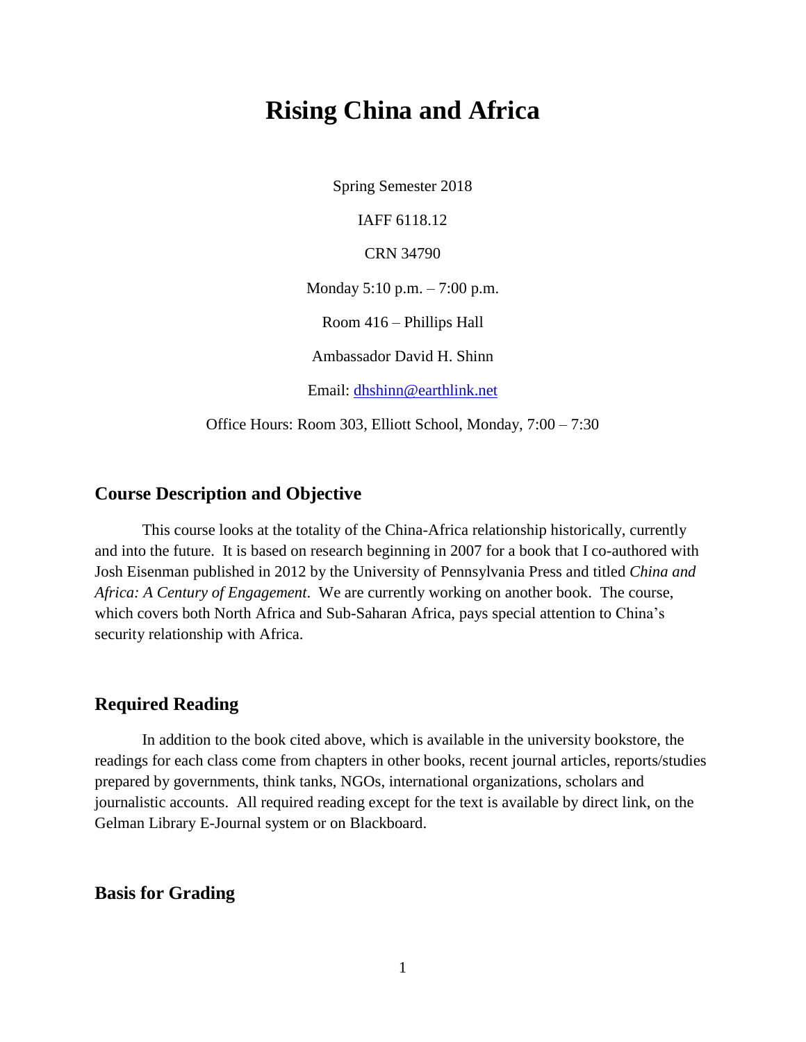# Rising China and Africa

Spring Semester 2018

IAFF 6118.12

CRN 34790

Monday 5:10 p.m. – 7:00 p.m.

Room 416 – Phillips Hall

Ambassador David H. Shinn

Email: [dhshinn@earthlink.net](mailto:dhshinn@earthlink.net)

Office Hours: Room 303, Elliott School, Monday, 7:00 – 7:30

## Course Description and Objective

This course looks at the totality of the China-Africa relationship historically, currently and into the future. It is based on research beginning in 2007 for a book that I co-authored with Josh Eisenman published in 2012 by the University of Pennsylvania Press and titled *China and Africa: A Century of Engagement*. We are currently working on another book. The course, which covers both North Africa and Sub-Saharan Africa, pays special attention to China's security relationship with Africa.

## Required Reading

In addition to the book cited above, which is available in the university bookstore, the readings for each class come from chapters in other books, recent journal articles, reports/studies prepared by governments, think tanks, NGOs, international organizations, scholars and journalistic accounts. All required reading except for the text is available by direct link, on the Gelman Library E-Journal system or on Blackboard.

## Basis for Grading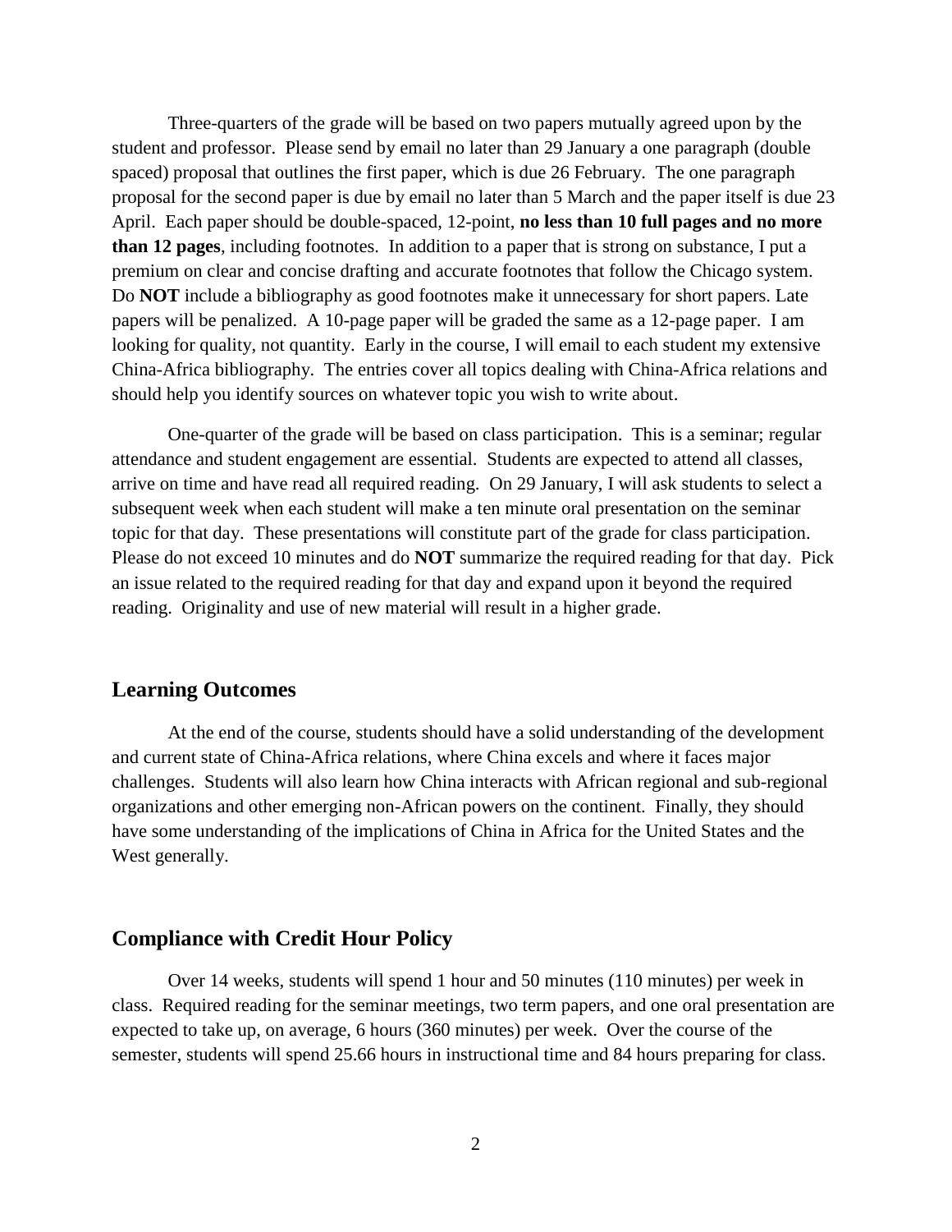Three-quarters of the grade will be based on two papers mutually agreed upon by the student and professor. Please send by email no later than 29 January a one paragraph (double spaced) proposal that outlines the first paper, which is due 26 February. The one paragraph proposal for the second paper is due by email no later than 5 March and the paper itself is due 23 April. Each paper should be double-spaced, 12-point, **no less than 10 full pages and no more than 12 pages**, including footnotes. In addition to a paper that is strong on substance, I put a premium on clear and concise drafting and accurate footnotes that follow the Chicago system. Do **NOT** include a bibliography as good footnotes make it unnecessary for short papers. Late papers will be penalized. A 10-page paper will be graded the same as a 12-page paper. I am looking for quality, not quantity. Early in the course, I will email to each student my extensive China-Africa bibliography. The entries cover all topics dealing with China-Africa relations and should help you identify sources on whatever topic you wish to write about.

One-quarter of the grade will be based on class participation. This is a seminar; regular attendance and student engagement are essential. Students are expected to attend all classes, arrive on time and have read all required reading. On 29 January, I will ask students to select a subsequent week when each student will make a ten minute oral presentation on the seminar topic for that day. These presentations will constitute part of the grade for class participation. Please do not exceed 10 minutes and do **NOT** summarize the required reading for that day. Pick an issue related to the required reading for that day and expand upon it beyond the required reading. Originality and use of new material will result in a higher grade.

## Learning Outcomes

At the end of the course, students should have a solid understanding of the development and current state of China-Africa relations, where China excels and where it faces major challenges. Students will also learn how China interacts with African regional and sub-regional organizations and other emerging non-African powers on the continent. Finally, they should have some understanding of the implications of China in Africa for the United States and the West generally.

## Compliance with Credit Hour Policy

Over 14 weeks, students will spend 1 hour and 50 minutes (110 minutes) per week in class. Required reading for the seminar meetings, two term papers, and one oral presentation are expected to take up, on average, 6 hours (360 minutes) per week. Over the course of the semester, students will spend 25.66 hours in instructional time and 84 hours preparing for class.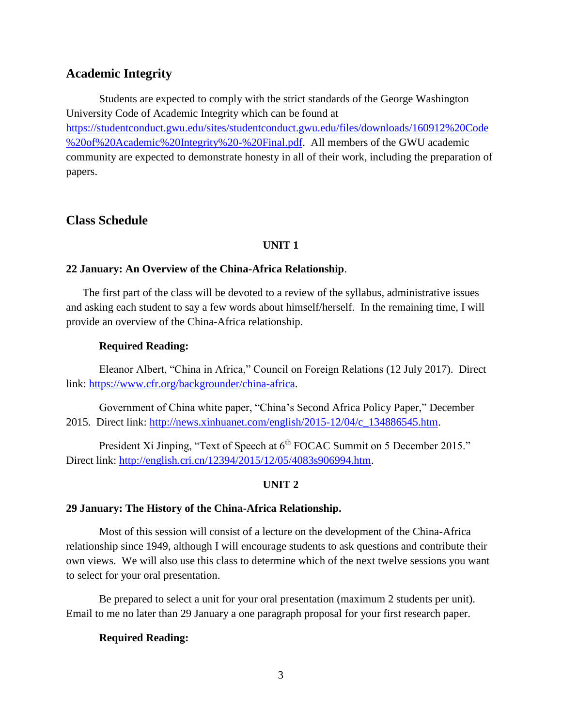## Academic Integrity

Students are expected to comply with the strict standards of the George Washington University Code of Academic Integrity which can be found at https://studentconduct.gwu.edu/sites/studentconduct.gwu.edu/files/downloads/160912%20Code%20of%20Academic%20Integrity%20-%20Final.pdf. All members of the GWU academic community are expected to demonstrate honesty in all of their work, including the preparation of papers.

## Class Schedule

**UNIT 1**

**22 January: An Overview of the China-Africa Relationship**.

The first part of the class will be devoted to a review of the syllabus, administrative issues and asking each student to say a few words about himself/herself. In the remaining time, I will provide an overview of the China-Africa relationship.

**Required Reading:**

Eleanor Albert, "China in Africa," Council on Foreign Relations (12 July 2017). Direct link: https://www.cfr.org/backgrounder/china-africa.

Government of China white paper, "China's Second Africa Policy Paper," December 2015. Direct link: http://news.xinhuanet.com/english/2015-12/04/c_134886545.htm.

President Xi Jinping, "Text of Speech at 6th FOCAC Summit on 5 December 2015." Direct link: http://english.cri.cn/12394/2015/12/05/4083s906994.htm.

**UNIT 2**

**29 January: The History of the China-Africa Relationship.**

Most of this session will consist of a lecture on the development of the China-Africa relationship since 1949, although I will encourage students to ask questions and contribute their own views. We will also use this class to determine which of the next twelve sessions you want to select for your oral presentation.

Be prepared to select a unit for your oral presentation (maximum 2 students per unit). Email to me no later than 29 January a one paragraph proposal for your first research paper.

**Required Reading:**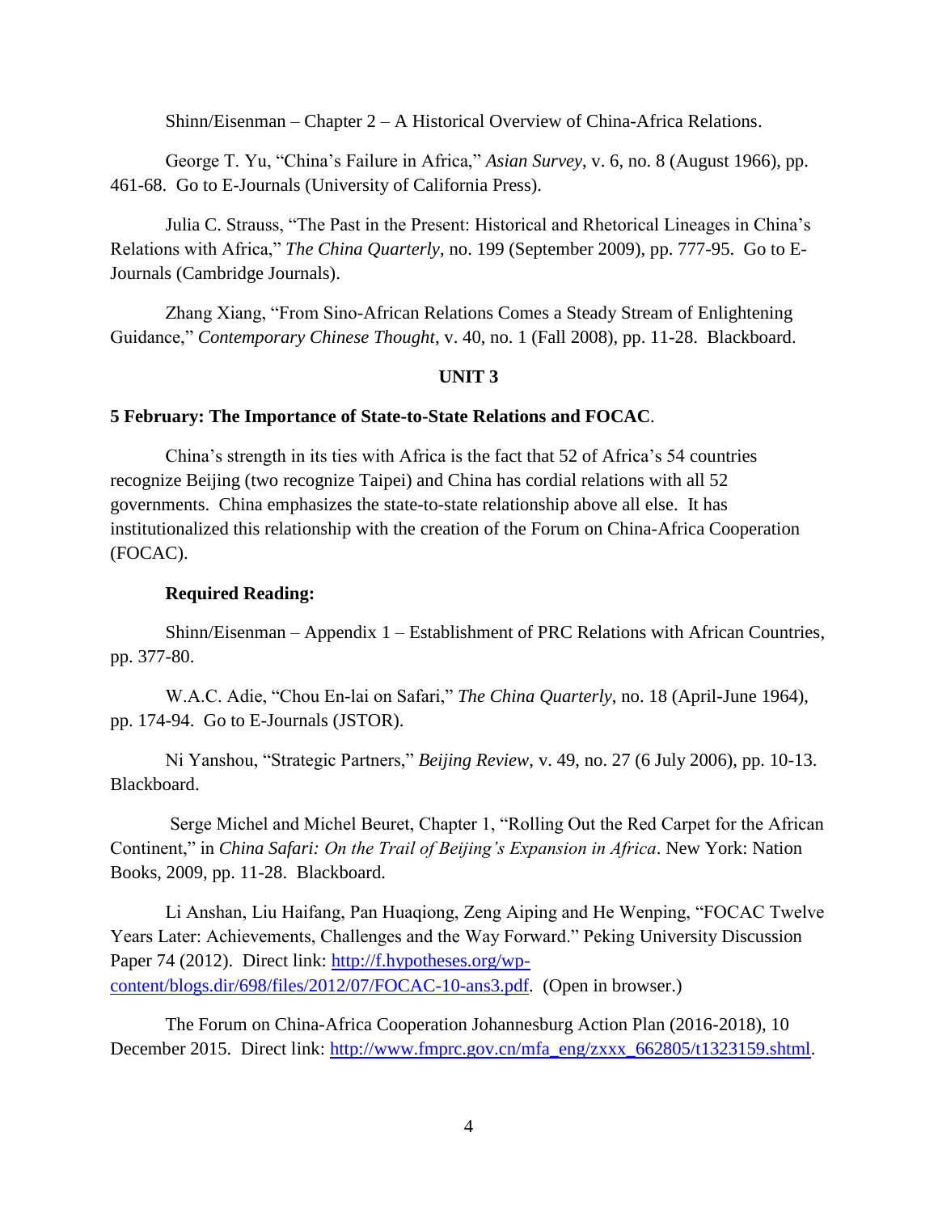Shinn/Eisenman – Chapter 2 – A Historical Overview of China-Africa Relations.

George T. Yu, "China's Failure in Africa," *Asian Survey*, v. 6, no. 8 (August 1966), pp. 461-68. Go to E-Journals (University of California Press).

Julia C. Strauss, "The Past in the Present: Historical and Rhetorical Lineages in China's Relations with Africa," *The China Quarterly*, no. 199 (September 2009), pp. 777-95. Go to E-Journals (Cambridge Journals).

Zhang Xiang, "From Sino-African Relations Comes a Steady Stream of Enlightening Guidance," *Contemporary Chinese Thought*, v. 40, no. 1 (Fall 2008), pp. 11-28. Blackboard.

## UNIT 3

### 5 February: The Importance of State-to-State Relations and FOCAC.

China's strength in its ties with Africa is the fact that 52 of Africa's 54 countries recognize Beijing (two recognize Taipei) and China has cordial relations with all 52 governments. China emphasizes the state-to-state relationship above all else. It has institutionalized this relationship with the creation of the Forum on China-Africa Cooperation (FOCAC).

**Required Reading:**

Shinn/Eisenman – Appendix 1 – Establishment of PRC Relations with African Countries, pp. 377-80.

W.A.C. Adie, "Chou En-lai on Safari," *The China Quarterly*, no. 18 (April-June 1964), pp. 174-94. Go to E-Journals (JSTOR).

Ni Yanshou, "Strategic Partners," *Beijing Review*, v. 49, no. 27 (6 July 2006), pp. 10-13. Blackboard.

Serge Michel and Michel Beuret, Chapter 1, "Rolling Out the Red Carpet for the African Continent," in *China Safari: On the Trail of Beijing's Expansion in Africa*. New York: Nation Books, 2009, pp. 11-28. Blackboard.

Li Anshan, Liu Haifang, Pan Huaqiong, Zeng Aiping and He Wenping, "FOCAC Twelve Years Later: Achievements, Challenges and the Way Forward." Peking University Discussion Paper 74 (2012). Direct link: http://f.hypotheses.org/wp-content/blogs.dir/698/files/2012/07/FOCAC-10-ans3.pdf. (Open in browser.)

The Forum on China-Africa Cooperation Johannesburg Action Plan (2016-2018), 10 December 2015. Direct link: http://www.fmprc.gov.cn/mfa_eng/zxxx_662805/t1323159.shtml.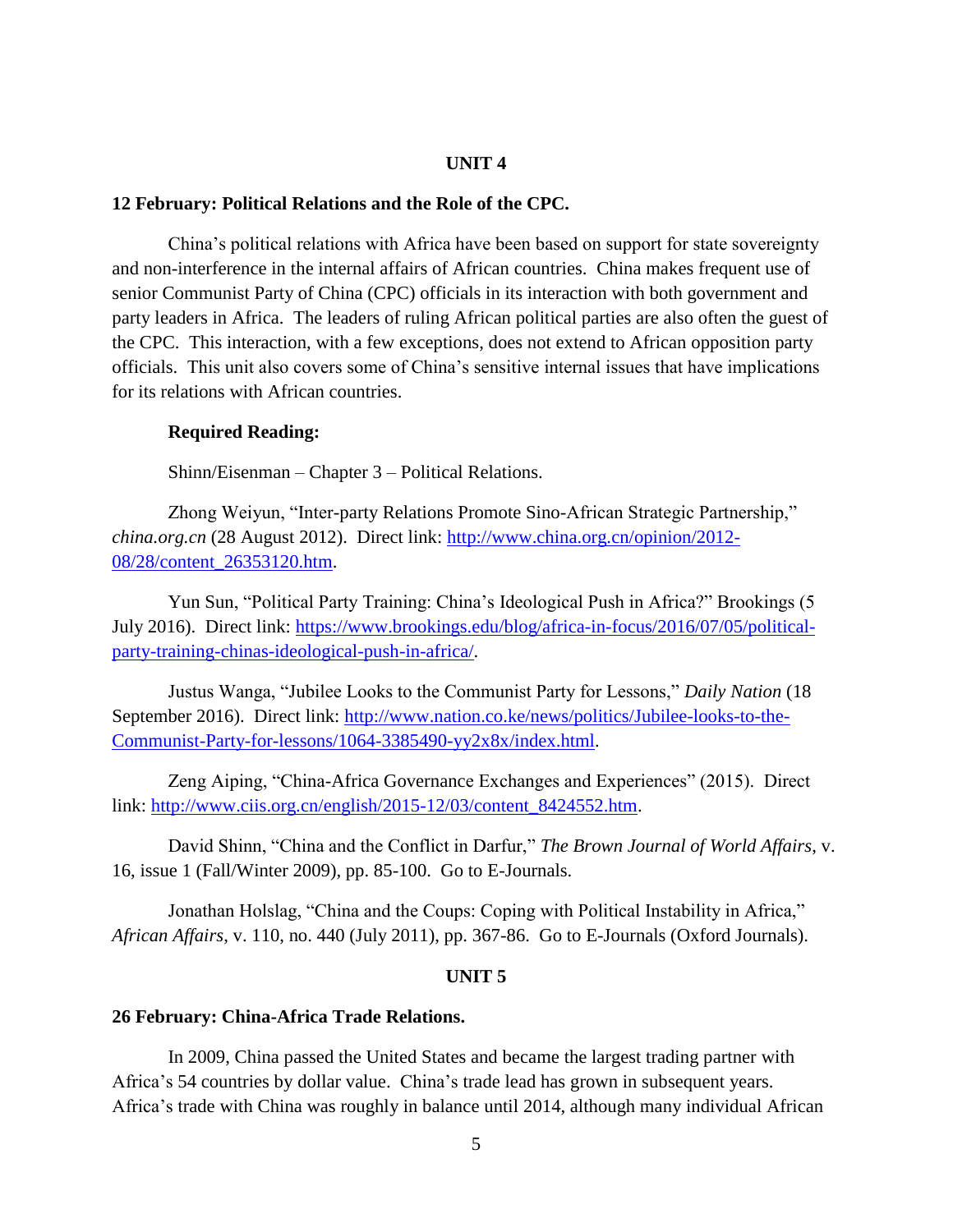## UNIT 4

**12 February: Political Relations and the Role of the CPC.**

China's political relations with Africa have been based on support for state sovereignty and non-interference in the internal affairs of African countries. China makes frequent use of senior Communist Party of China (CPC) officials in its interaction with both government and party leaders in Africa. The leaders of ruling African political parties are also often the guest of the CPC. This interaction, with a few exceptions, does not extend to African opposition party officials. This unit also covers some of China's sensitive internal issues that have implications for its relations with African countries.

**Required Reading:**

Shinn/Eisenman – Chapter 3 – Political Relations.

Zhong Weiyun, "Inter-party Relations Promote Sino-African Strategic Partnership," *china.org.cn* (28 August 2012). Direct link: http://www.china.org.cn/opinion/2012-08/28/content_26353120.htm.

Yun Sun, "Political Party Training: China's Ideological Push in Africa?" Brookings (5 July 2016). Direct link: https://www.brookings.edu/blog/africa-in-focus/2016/07/05/political-party-training-chinas-ideological-push-in-africa/.

Justus Wanga, "Jubilee Looks to the Communist Party for Lessons," *Daily Nation* (18 September 2016). Direct link: http://www.nation.co.ke/news/politics/Jubilee-looks-to-the-Communist-Party-for-lessons/1064-3385490-yy2x8x/index.html.

Zeng Aiping, "China-Africa Governance Exchanges and Experiences" (2015). Direct link: http://www.ciis.org.cn/english/2015-12/03/content_8424552.htm.

David Shinn, "China and the Conflict in Darfur," *The Brown Journal of World Affairs*, v. 16, issue 1 (Fall/Winter 2009), pp. 85-100. Go to E-Journals.

Jonathan Holslag, "China and the Coups: Coping with Political Instability in Africa," *African Affairs*, v. 110, no. 440 (July 2011), pp. 367-86. Go to E-Journals (Oxford Journals).

## UNIT 5

**26 February: China-Africa Trade Relations.**

In 2009, China passed the United States and became the largest trading partner with Africa's 54 countries by dollar value. China's trade lead has grown in subsequent years. Africa's trade with China was roughly in balance until 2014, although many individual African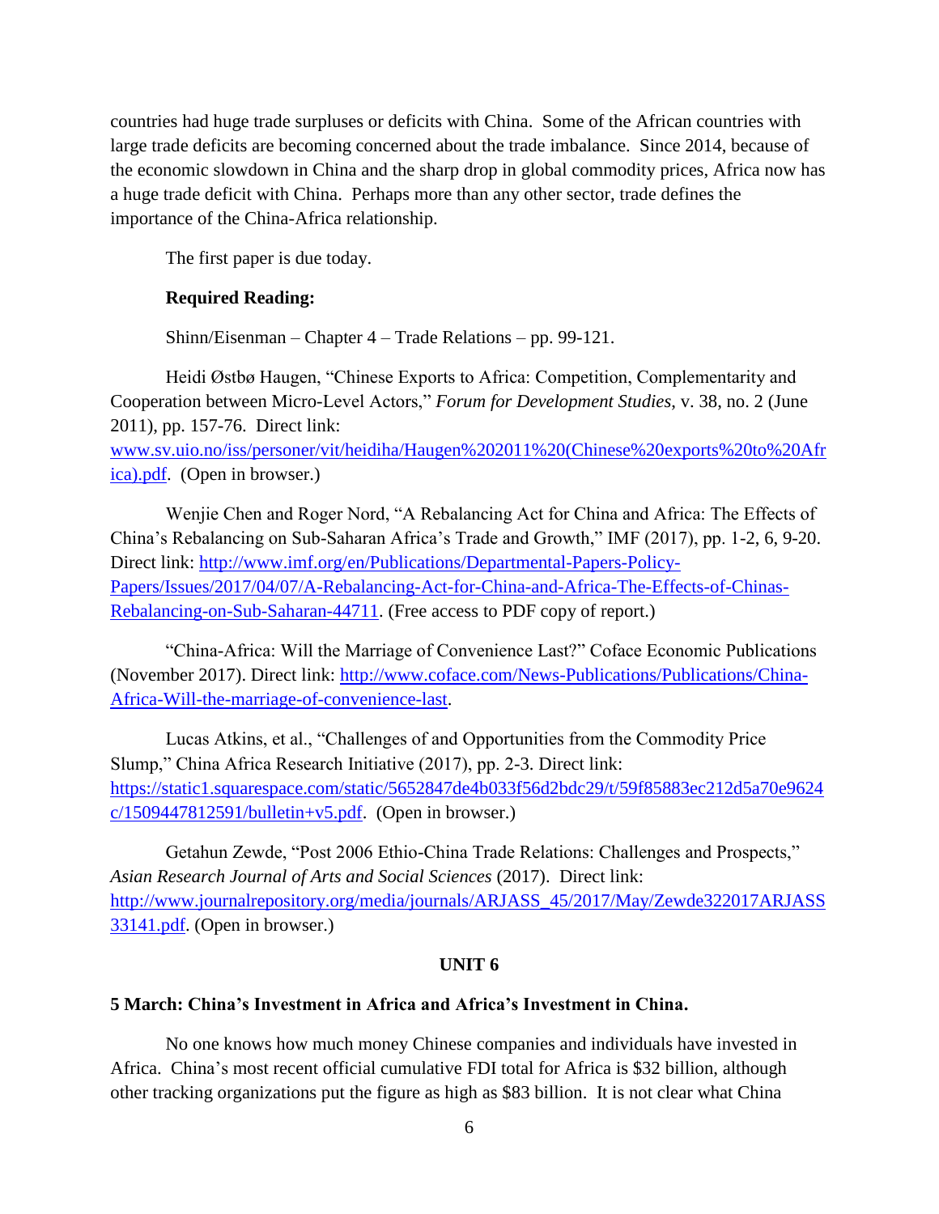countries had huge trade surpluses or deficits with China. Some of the African countries with large trade deficits are becoming concerned about the trade imbalance. Since 2014, because of the economic slowdown in China and the sharp drop in global commodity prices, Africa now has a huge trade deficit with China. Perhaps more than any other sector, trade defines the importance of the China-Africa relationship.

The first paper is due today.

**Required Reading:**

Shinn/Eisenman – Chapter 4 – Trade Relations – pp. 99-121.

Heidi Østbø Haugen, "Chinese Exports to Africa: Competition, Complementarity and Cooperation between Micro-Level Actors," *Forum for Development Studies*, v. 38, no. 2 (June 2011), pp. 157-76. Direct link: [www.sv.uio.no/iss/personer/vit/heidiha/Haugen%202011%20(Chinese%20exports%20to%20Africa).pdf](www.sv.uio.no/iss/personer/vit/heidiha/Haugen%202011%20(Chinese%20exports%20to%20Africa).pdf). (Open in browser.)

Wenjie Chen and Roger Nord, "A Rebalancing Act for China and Africa: The Effects of China's Rebalancing on Sub-Saharan Africa's Trade and Growth," IMF (2017), pp. 1-2, 6, 9-20. Direct link: [http://www.imf.org/en/Publications/Departmental-Papers-Policy-Papers/Issues/2017/04/07/A-Rebalancing-Act-for-China-and-Africa-The-Effects-of-Chinas-Rebalancing-on-Sub-Saharan-44711](http://www.imf.org/en/Publications/Departmental-Papers-Policy-Papers/Issues/2017/04/07/A-Rebalancing-Act-for-China-and-Africa-The-Effects-of-Chinas-Rebalancing-on-Sub-Saharan-44711). (Free access to PDF copy of report.)

"China-Africa: Will the Marriage of Convenience Last?" Coface Economic Publications (November 2017). Direct link: [http://www.coface.com/News-Publications/Publications/China-Africa-Will-the-marriage-of-convenience-last](http://www.coface.com/News-Publications/Publications/China-Africa-Will-the-marriage-of-convenience-last).

Lucas Atkins, et al., "Challenges of and Opportunities from the Commodity Price Slump," China Africa Research Initiative (2017), pp. 2-3. Direct link: [https://static1.squarespace.com/static/5652847de4b033f56d2bdc29/t/59f85883ec212d5a70e9624c/1509447812591/bulletin+v5.pdf](https://static1.squarespace.com/static/5652847de4b033f56d2bdc29/t/59f85883ec212d5a70e9624c/1509447812591/bulletin+v5.pdf). (Open in browser.)

Getahun Zewde, "Post 2006 Ethio-China Trade Relations: Challenges and Prospects," *Asian Research Journal of Arts and Social Sciences* (2017). Direct link: [http://www.journalrepository.org/media/journals/ARJASS_45/2017/May/Zewde322017ARJASS33141.pdf](http://www.journalrepository.org/media/journals/ARJASS_45/2017/May/Zewde322017ARJASS33141.pdf). (Open in browser.)

## UNIT 6

### 5 March: China's Investment in Africa and Africa's Investment in China.

No one knows how much money Chinese companies and individuals have invested in Africa. China's most recent official cumulative FDI total for Africa is $32 billion, although other tracking organizations put the figure as high as $83 billion. It is not clear what China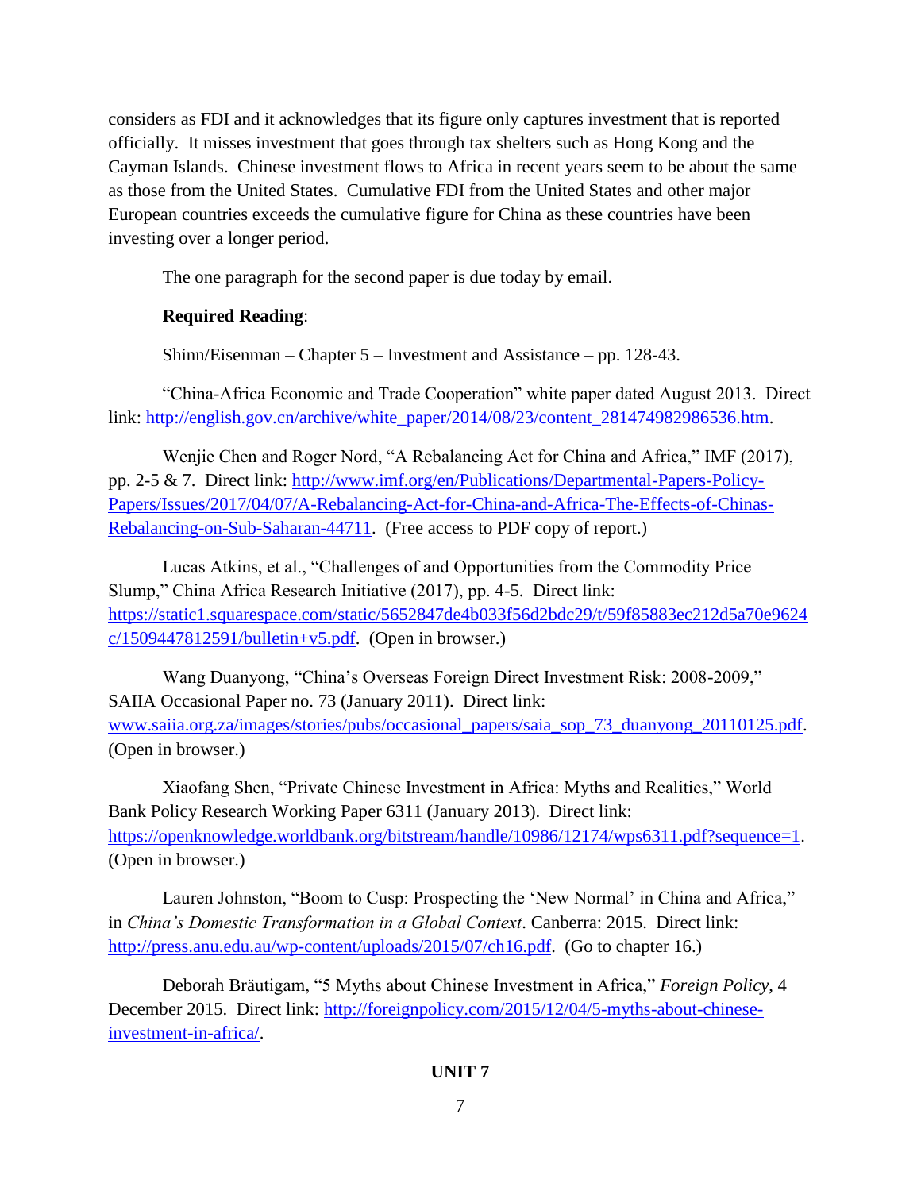considers as FDI and it acknowledges that its figure only captures investment that is reported officially. It misses investment that goes through tax shelters such as Hong Kong and the Cayman Islands. Chinese investment flows to Africa in recent years seem to be about the same as those from the United States. Cumulative FDI from the United States and other major European countries exceeds the cumulative figure for China as these countries have been investing over a longer period.

The one paragraph for the second paper is due today by email.

**Required Reading**:

Shinn/Eisenman – Chapter 5 – Investment and Assistance – pp. 128-43.

"China-Africa Economic and Trade Cooperation" white paper dated August 2013. Direct link: [http://english.gov.cn/archive/white_paper/2014/08/23/content_281474982986536.htm](http://english.gov.cn/archive/white_paper/2014/08/23/content_281474982986536.htm).

Wenjie Chen and Roger Nord, "A Rebalancing Act for China and Africa," IMF (2017), pp. 2-5 & 7. Direct link: [http://www.imf.org/en/Publications/Departmental-Papers-Policy-Papers/Issues/2017/04/07/A-Rebalancing-Act-for-China-and-Africa-The-Effects-of-Chinas-Rebalancing-on-Sub-Saharan-44711](http://www.imf.org/en/Publications/Departmental-Papers-Policy-Papers/Issues/2017/04/07/A-Rebalancing-Act-for-China-and-Africa-The-Effects-of-Chinas-Rebalancing-on-Sub-Saharan-44711). (Free access to PDF copy of report.)

Lucas Atkins, et al., "Challenges of and Opportunities from the Commodity Price Slump," China Africa Research Initiative (2017), pp. 4-5. Direct link: [https://static1.squarespace.com/static/5652847de4b033f56d2bdc29/t/59f85883ec212d5a70e9624c/1509447812591/bulletin+v5.pdf](https://static1.squarespace.com/static/5652847de4b033f56d2bdc29/t/59f85883ec212d5a70e9624c/1509447812591/bulletin+v5.pdf). (Open in browser.)

Wang Duanyong, "China's Overseas Foreign Direct Investment Risk: 2008-2009," SAIIA Occasional Paper no. 73 (January 2011). Direct link: [www.saiia.org.za/images/stories/pubs/occasional_papers/saia_sop_73_duanyong_20110125.pdf](www.saiia.org.za/images/stories/pubs/occasional_papers/saia_sop_73_duanyong_20110125.pdf). (Open in browser.)

Xiaofang Shen, "Private Chinese Investment in Africa: Myths and Realities," World Bank Policy Research Working Paper 6311 (January 2013). Direct link: [https://openknowledge.worldbank.org/bitstream/handle/10986/12174/wps6311.pdf?sequence=1](https://openknowledge.worldbank.org/bitstream/handle/10986/12174/wps6311.pdf?sequence=1). (Open in browser.)

Lauren Johnston, "Boom to Cusp: Prospecting the 'New Normal' in China and Africa," in *China's Domestic Transformation in a Global Context*. Canberra: 2015. Direct link: [http://press.anu.edu.au/wp-content/uploads/2015/07/ch16.pdf](http://press.anu.edu.au/wp-content/uploads/2015/07/ch16.pdf). (Go to chapter 16.)

Deborah Bräutigam, "5 Myths about Chinese Investment in Africa," *Foreign Policy*, 4 December 2015. Direct link: [http://foreignpolicy.com/2015/12/04/5-myths-about-chinese-investment-in-africa/](http://foreignpolicy.com/2015/12/04/5-myths-about-chinese-investment-in-africa/).

## UNIT 7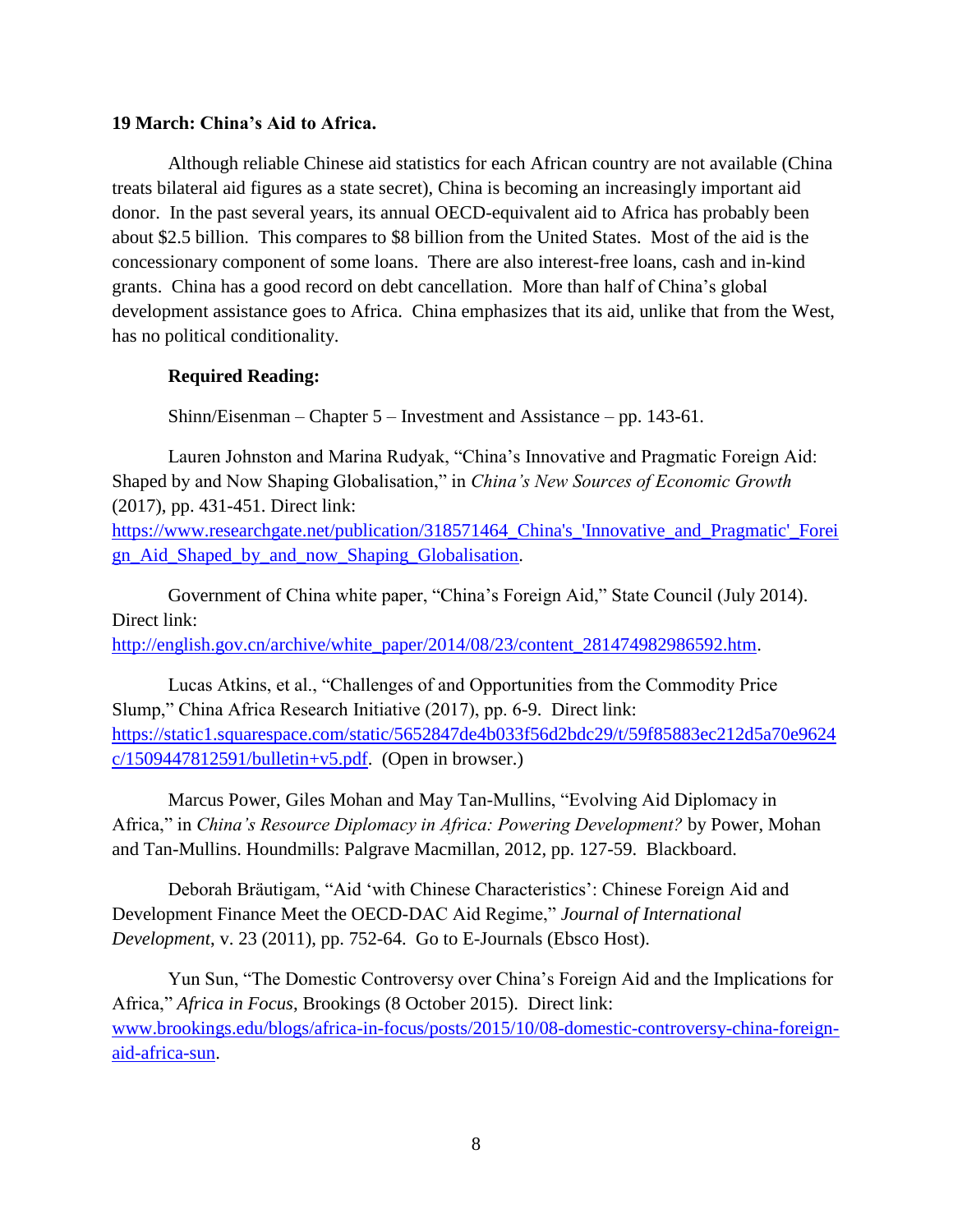**19 March: China's Aid to Africa.**

Although reliable Chinese aid statistics for each African country are not available (China treats bilateral aid figures as a state secret), China is becoming an increasingly important aid donor. In the past several years, its annual OECD-equivalent aid to Africa has probably been about $2.5 billion. This compares to $8 billion from the United States. Most of the aid is the concessionary component of some loans. There are also interest-free loans, cash and in-kind grants. China has a good record on debt cancellation. More than half of China's global development assistance goes to Africa. China emphasizes that its aid, unlike that from the West, has no political conditionality.

**Required Reading:**

Shinn/Eisenman – Chapter 5 – Investment and Assistance – pp. 143-61.

Lauren Johnston and Marina Rudyak, "China's Innovative and Pragmatic Foreign Aid: Shaped by and Now Shaping Globalisation," in *China's New Sources of Economic Growth* (2017), pp. 431-451. Direct link: https://www.researchgate.net/publication/318571464_China's_'Innovative_and_Pragmatic'_Foreign_Aid_Shaped_by_and_now_Shaping_Globalisation.

Government of China white paper, "China's Foreign Aid," State Council (July 2014). Direct link: http://english.gov.cn/archive/white_paper/2014/08/23/content_281474982986592.htm.

Lucas Atkins, et al., "Challenges of and Opportunities from the Commodity Price Slump," China Africa Research Initiative (2017), pp. 6-9. Direct link: https://static1.squarespace.com/static/5652847de4b033f56d2bdc29/t/59f85883ec212d5a70e9624c/1509447812591/bulletin+v5.pdf. (Open in browser.)

Marcus Power, Giles Mohan and May Tan-Mullins, "Evolving Aid Diplomacy in Africa," in *China's Resource Diplomacy in Africa: Powering Development?* by Power, Mohan and Tan-Mullins. Houndmills: Palgrave Macmillan, 2012, pp. 127-59. Blackboard.

Deborah Bräutigam, "Aid 'with Chinese Characteristics': Chinese Foreign Aid and Development Finance Meet the OECD-DAC Aid Regime," *Journal of International Development*, v. 23 (2011), pp. 752-64. Go to E-Journals (Ebsco Host).

Yun Sun, "The Domestic Controversy over China's Foreign Aid and the Implications for Africa," *Africa in Focus*, Brookings (8 October 2015). Direct link: www.brookings.edu/blogs/africa-in-focus/posts/2015/10/08-domestic-controversy-china-foreign-aid-africa-sun.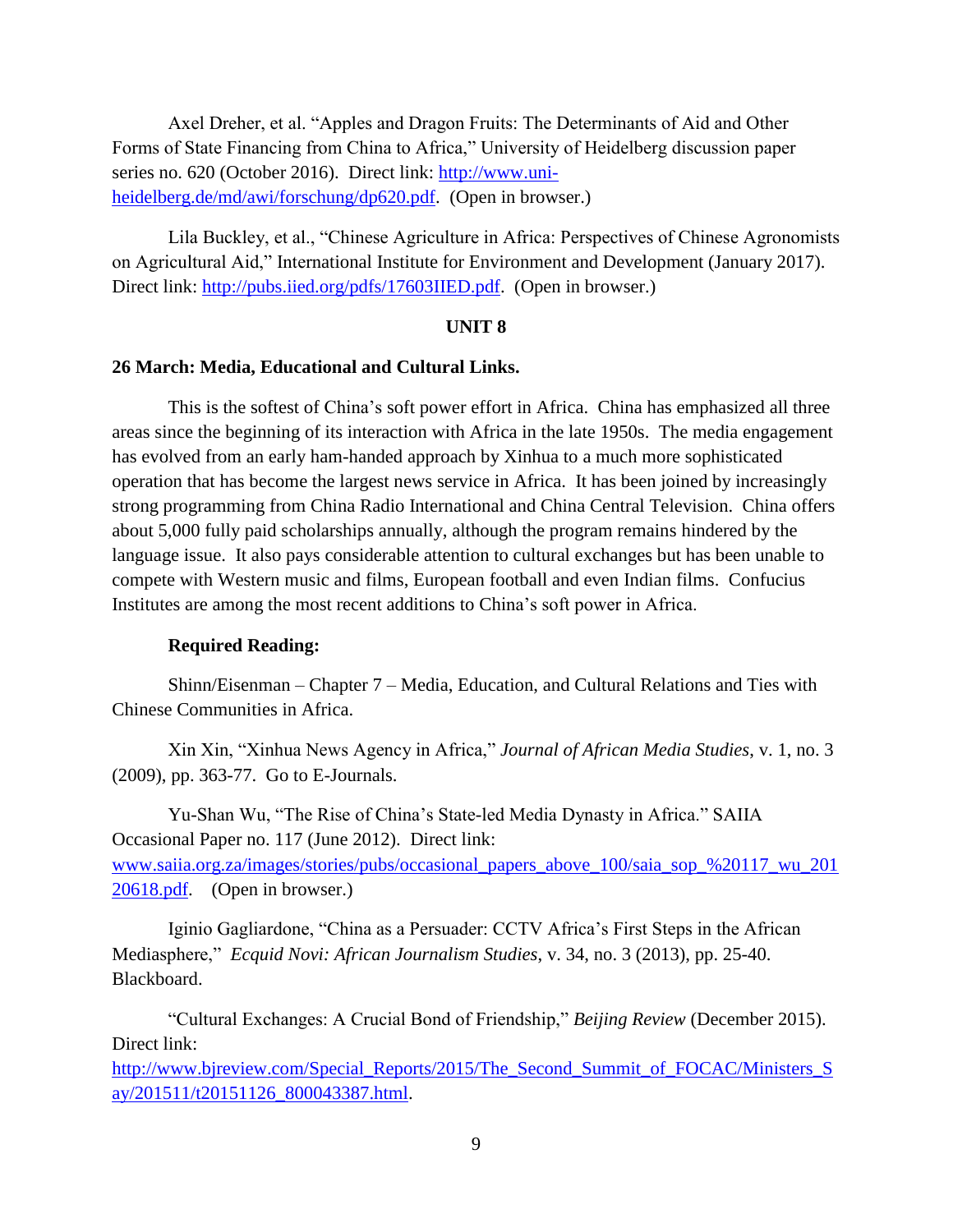Axel Dreher, et al. "Apples and Dragon Fruits: The Determinants of Aid and Other Forms of State Financing from China to Africa," University of Heidelberg discussion paper series no. 620 (October 2016). Direct link: [http://www.uni-heidelberg.de/md/awi/forschung/dp620.pdf](http://www.uni-heidelberg.de/md/awi/forschung/dp620.pdf). (Open in browser.)

Lila Buckley, et al., "Chinese Agriculture in Africa: Perspectives of Chinese Agronomists on Agricultural Aid," International Institute for Environment and Development (January 2017). Direct link: [http://pubs.iied.org/pdfs/17603IIED.pdf](http://pubs.iied.org/pdfs/17603IIED.pdf). (Open in browser.)

## UNIT 8

### 26 March: Media, Educational and Cultural Links.

This is the softest of China's soft power effort in Africa. China has emphasized all three areas since the beginning of its interaction with Africa in the late 1950s. The media engagement has evolved from an early ham-handed approach by Xinhua to a much more sophisticated operation that has become the largest news service in Africa. It has been joined by increasingly strong programming from China Radio International and China Central Television. China offers about 5,000 fully paid scholarships annually, although the program remains hindered by the language issue. It also pays considerable attention to cultural exchanges but has been unable to compete with Western music and films, European football and even Indian films. Confucius Institutes are among the most recent additions to China's soft power in Africa.

**Required Reading:**

Shinn/Eisenman – Chapter 7 – Media, Education, and Cultural Relations and Ties with Chinese Communities in Africa.

Xin Xin, "Xinhua News Agency in Africa," *Journal of African Media Studies*, v. 1, no. 3 (2009), pp. 363-77. Go to E-Journals.

Yu-Shan Wu, "The Rise of China's State-led Media Dynasty in Africa." SAIIA Occasional Paper no. 117 (June 2012). Direct link: [www.saiia.org.za/images/stories/pubs/occasional_papers_above_100/saia_sop_%20117_wu_20120618.pdf](www.saiia.org.za/images/stories/pubs/occasional_papers_above_100/saia_sop_%20117_wu_20120618.pdf). (Open in browser.)

Iginio Gagliardone, "China as a Persuader: CCTV Africa's First Steps in the African Mediasphere," *Ecquid Novi: African Journalism Studies*, v. 34, no. 3 (2013), pp. 25-40. Blackboard.

"Cultural Exchanges: A Crucial Bond of Friendship," *Beijing Review* (December 2015). Direct link: [http://www.bjreview.com/Special_Reports/2015/The_Second_Summit_of_FOCAC/Ministers_Say/201511/t20151126_800043387.html](http://www.bjreview.com/Special_Reports/2015/The_Second_Summit_of_FOCAC/Ministers_Say/201511/t20151126_800043387.html).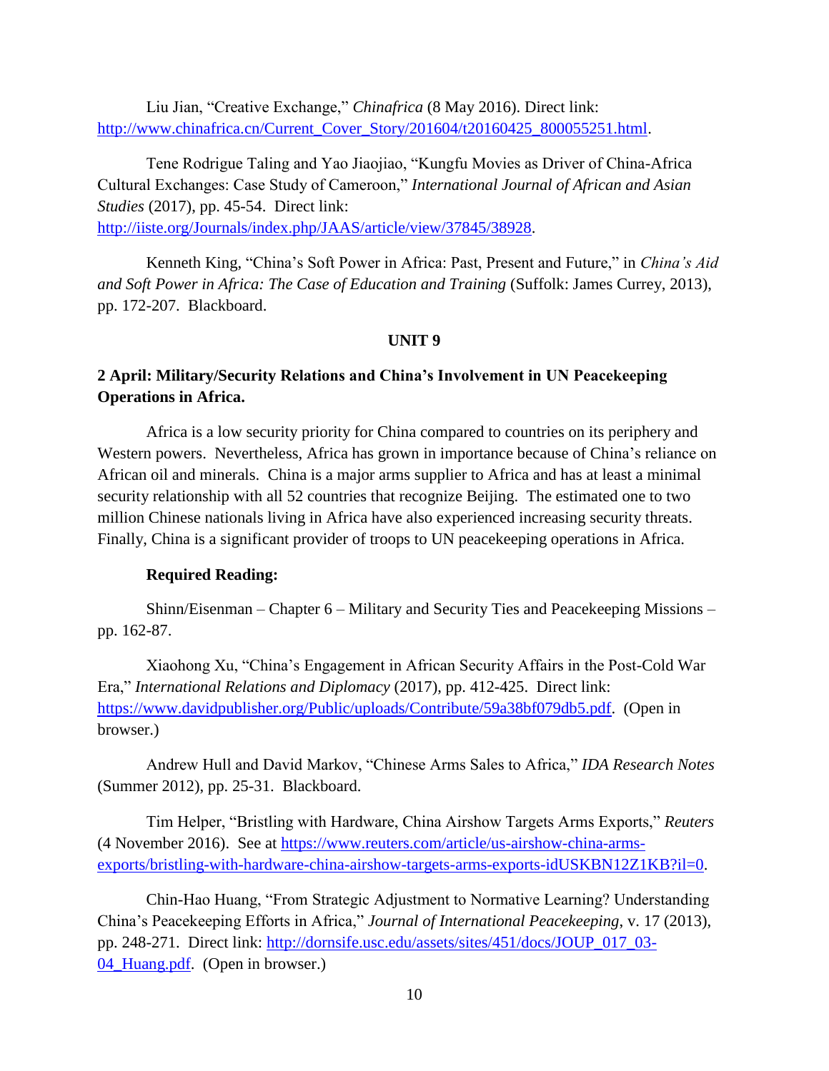Liu Jian, "Creative Exchange," *Chinafrica* (8 May 2016). Direct link: http://www.chinafrica.cn/Current_Cover_Story/201604/t20160425_800055251.html.

Tene Rodrigue Taling and Yao Jiaojiao, "Kungfu Movies as Driver of China-Africa Cultural Exchanges: Case Study of Cameroon," *International Journal of African and Asian Studies* (2017), pp. 45-54. Direct link: http://iiste.org/Journals/index.php/JAAS/article/view/37845/38928.

Kenneth King, "China's Soft Power in Africa: Past, Present and Future," in *China's Aid and Soft Power in Africa: The Case of Education and Training* (Suffolk: James Currey, 2013), pp. 172-207. Blackboard.

## UNIT 9

### 2 April: Military/Security Relations and China's Involvement in UN Peacekeeping Operations in Africa.

Africa is a low security priority for China compared to countries on its periphery and Western powers. Nevertheless, Africa has grown in importance because of China's reliance on African oil and minerals. China is a major arms supplier to Africa and has at least a minimal security relationship with all 52 countries that recognize Beijing. The estimated one to two million Chinese nationals living in Africa have also experienced increasing security threats. Finally, China is a significant provider of troops to UN peacekeeping operations in Africa.

**Required Reading:**

Shinn/Eisenman – Chapter 6 – Military and Security Ties and Peacekeeping Missions – pp. 162-87.

Xiaohong Xu, "China's Engagement in African Security Affairs in the Post-Cold War Era," *International Relations and Diplomacy* (2017), pp. 412-425. Direct link: https://www.davidpublisher.org/Public/uploads/Contribute/59a38bf079db5.pdf. (Open in browser.)

Andrew Hull and David Markov, "Chinese Arms Sales to Africa," *IDA Research Notes* (Summer 2012), pp. 25-31. Blackboard.

Tim Helper, "Bristling with Hardware, China Airshow Targets Arms Exports," *Reuters* (4 November 2016). See at https://www.reuters.com/article/us-airshow-china-arms-exports/bristling-with-hardware-china-airshow-targets-arms-exports-idUSKBN12Z1KB?il=0.

Chin-Hao Huang, "From Strategic Adjustment to Normative Learning? Understanding China's Peacekeeping Efforts in Africa," *Journal of International Peacekeeping*, v. 17 (2013), pp. 248-271. Direct link: http://dornsife.usc.edu/assets/sites/451/docs/JOUP_017_03-04_Huang.pdf. (Open in browser.)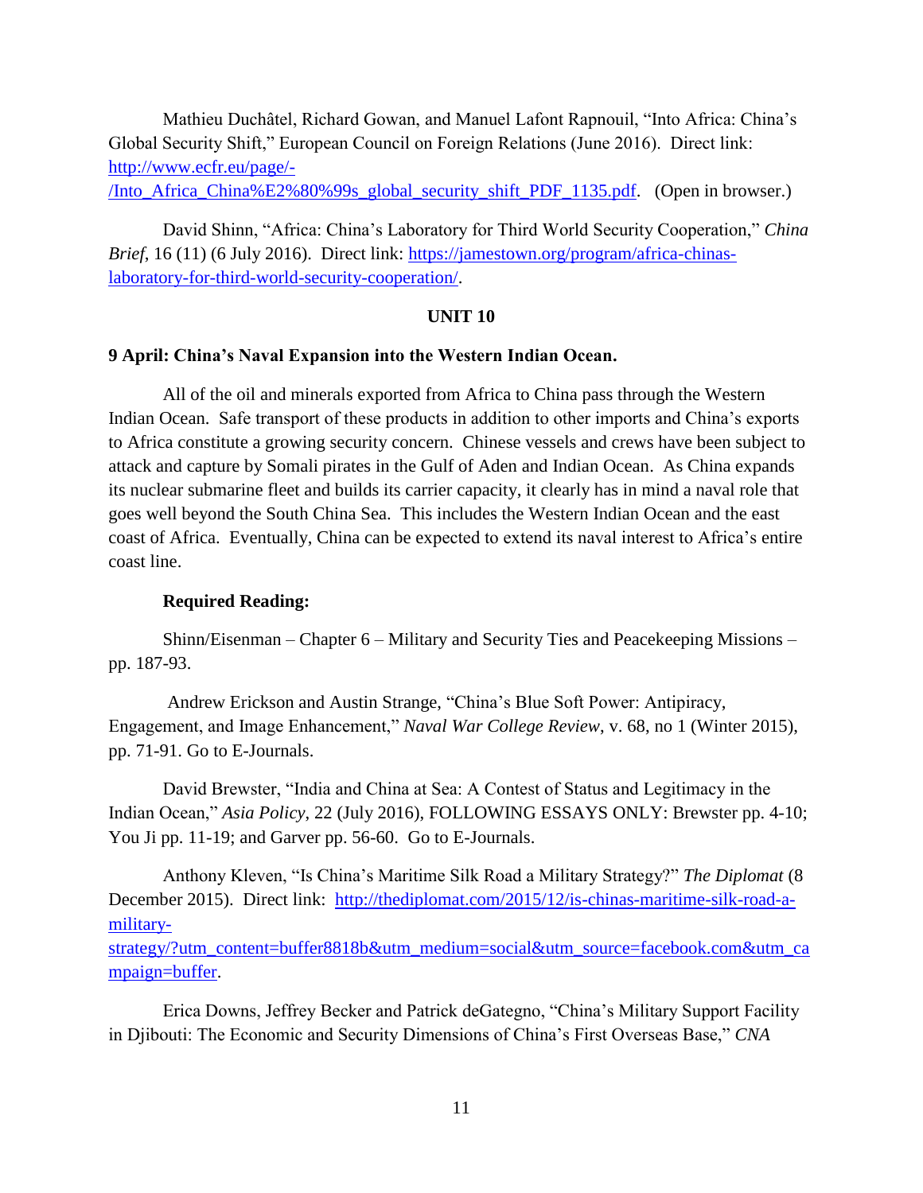Mathieu Duchâtel, Richard Gowan, and Manuel Lafont Rapnouil, "Into Africa: China's Global Security Shift," European Council on Foreign Relations (June 2016). Direct link: http://www.ecfr.eu/page/-/Into_Africa_China%E2%80%99s_global_security_shift_PDF_1135.pdf. (Open in browser.)

David Shinn, "Africa: China's Laboratory for Third World Security Cooperation," *China Brief*, 16 (11) (6 July 2016). Direct link: https://jamestown.org/program/africa-chinas-laboratory-for-third-world-security-cooperation/.

**UNIT 10**

**9 April: China's Naval Expansion into the Western Indian Ocean.**

All of the oil and minerals exported from Africa to China pass through the Western Indian Ocean. Safe transport of these products in addition to other imports and China's exports to Africa constitute a growing security concern. Chinese vessels and crews have been subject to attack and capture by Somali pirates in the Gulf of Aden and Indian Ocean. As China expands its nuclear submarine fleet and builds its carrier capacity, it clearly has in mind a naval role that goes well beyond the South China Sea. This includes the Western Indian Ocean and the east coast of Africa. Eventually, China can be expected to extend its naval interest to Africa's entire coast line.

**Required Reading:**

Shinn/Eisenman – Chapter 6 – Military and Security Ties and Peacekeeping Missions – pp. 187-93.

Andrew Erickson and Austin Strange, "China's Blue Soft Power: Antipiracy, Engagement, and Image Enhancement," *Naval War College Review*, v. 68, no 1 (Winter 2015), pp. 71-91. Go to E-Journals.

David Brewster, "India and China at Sea: A Contest of Status and Legitimacy in the Indian Ocean," *Asia Policy*, 22 (July 2016), FOLLOWING ESSAYS ONLY: Brewster pp. 4-10; You Ji pp. 11-19; and Garver pp. 56-60. Go to E-Journals.

Anthony Kleven, "Is China's Maritime Silk Road a Military Strategy?" *The Diplomat* (8 December 2015). Direct link: http://thediplomat.com/2015/12/is-chinas-maritime-silk-road-a-military-strategy/?utm_content=buffer8818b&utm_medium=social&utm_source=facebook.com&utm_campaign=buffer.

Erica Downs, Jeffrey Becker and Patrick deGategno, "China's Military Support Facility in Djibouti: The Economic and Security Dimensions of China's First Overseas Base," *CNA*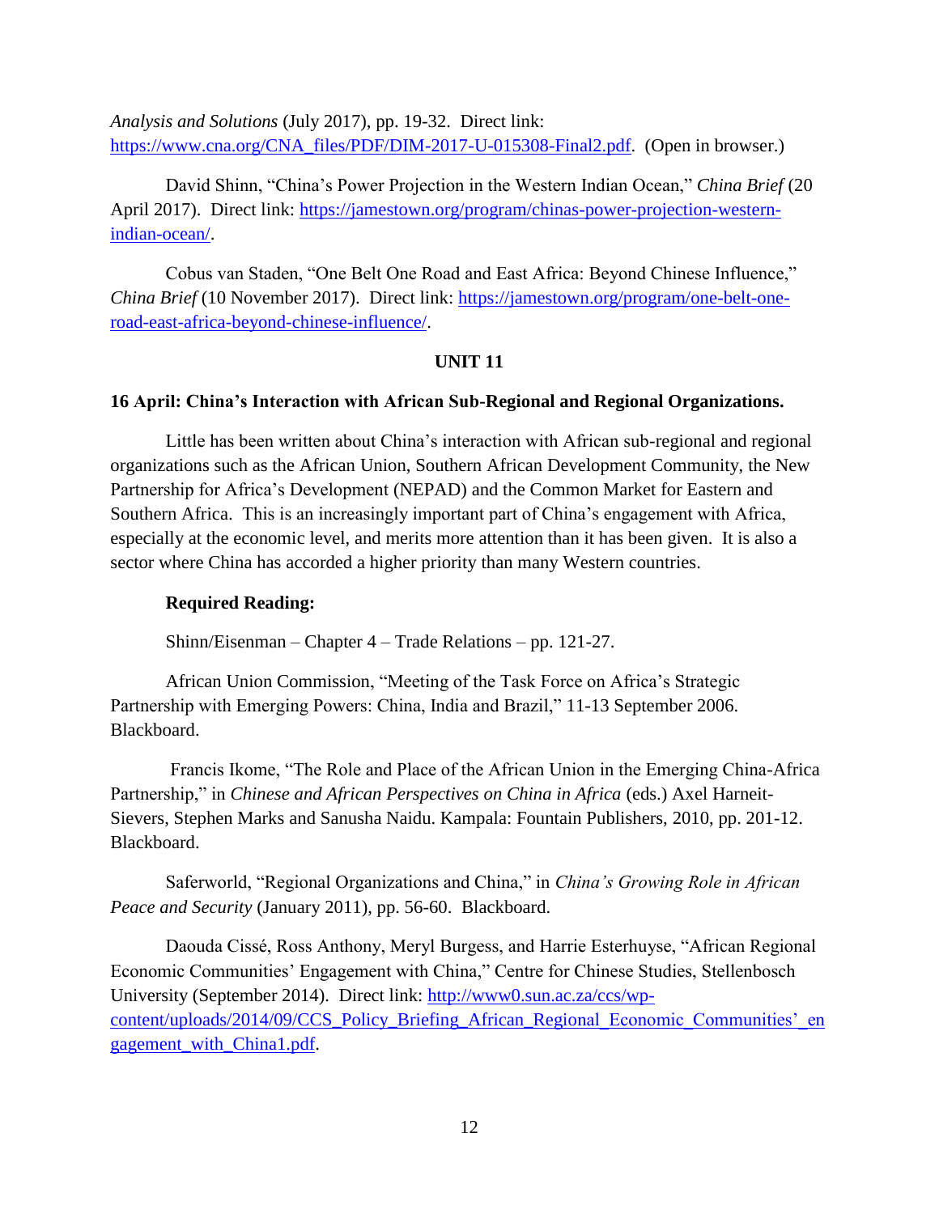*Analysis and Solutions* (July 2017), pp. 19-32. Direct link: https://www.cna.org/CNA_files/PDF/DIM-2017-U-015308-Final2.pdf. (Open in browser.)

David Shinn, "China's Power Projection in the Western Indian Ocean," *China Brief* (20 April 2017). Direct link: https://jamestown.org/program/chinas-power-projection-western-indian-ocean/.

Cobus van Staden, "One Belt One Road and East Africa: Beyond Chinese Influence," *China Brief* (10 November 2017). Direct link: https://jamestown.org/program/one-belt-one-road-east-africa-beyond-chinese-influence/.

## UNIT 11

### 16 April: China's Interaction with African Sub-Regional and Regional Organizations.

Little has been written about China's interaction with African sub-regional and regional organizations such as the African Union, Southern African Development Community, the New Partnership for Africa's Development (NEPAD) and the Common Market for Eastern and Southern Africa. This is an increasingly important part of China's engagement with Africa, especially at the economic level, and merits more attention than it has been given. It is also a sector where China has accorded a higher priority than many Western countries.

**Required Reading:**

Shinn/Eisenman – Chapter 4 – Trade Relations – pp. 121-27.

African Union Commission, "Meeting of the Task Force on Africa's Strategic Partnership with Emerging Powers: China, India and Brazil," 11-13 September 2006. Blackboard.

Francis Ikome, "The Role and Place of the African Union in the Emerging China-Africa Partnership," in *Chinese and African Perspectives on China in Africa* (eds.) Axel Harneit-Sievers, Stephen Marks and Sanusha Naidu. Kampala: Fountain Publishers, 2010, pp. 201-12. Blackboard.

Saferworld, "Regional Organizations and China," in *China's Growing Role in African Peace and Security* (January 2011), pp. 56-60. Blackboard.

Daouda Cissé, Ross Anthony, Meryl Burgess, and Harrie Esterhuyse, "African Regional Economic Communities' Engagement with China," Centre for Chinese Studies, Stellenbosch University (September 2014). Direct link: http://www0.sun.ac.za/ccs/wp-content/uploads/2014/09/CCS_Policy_Briefing_African_Regional_Economic_Communities'_engagement_with_China1.pdf.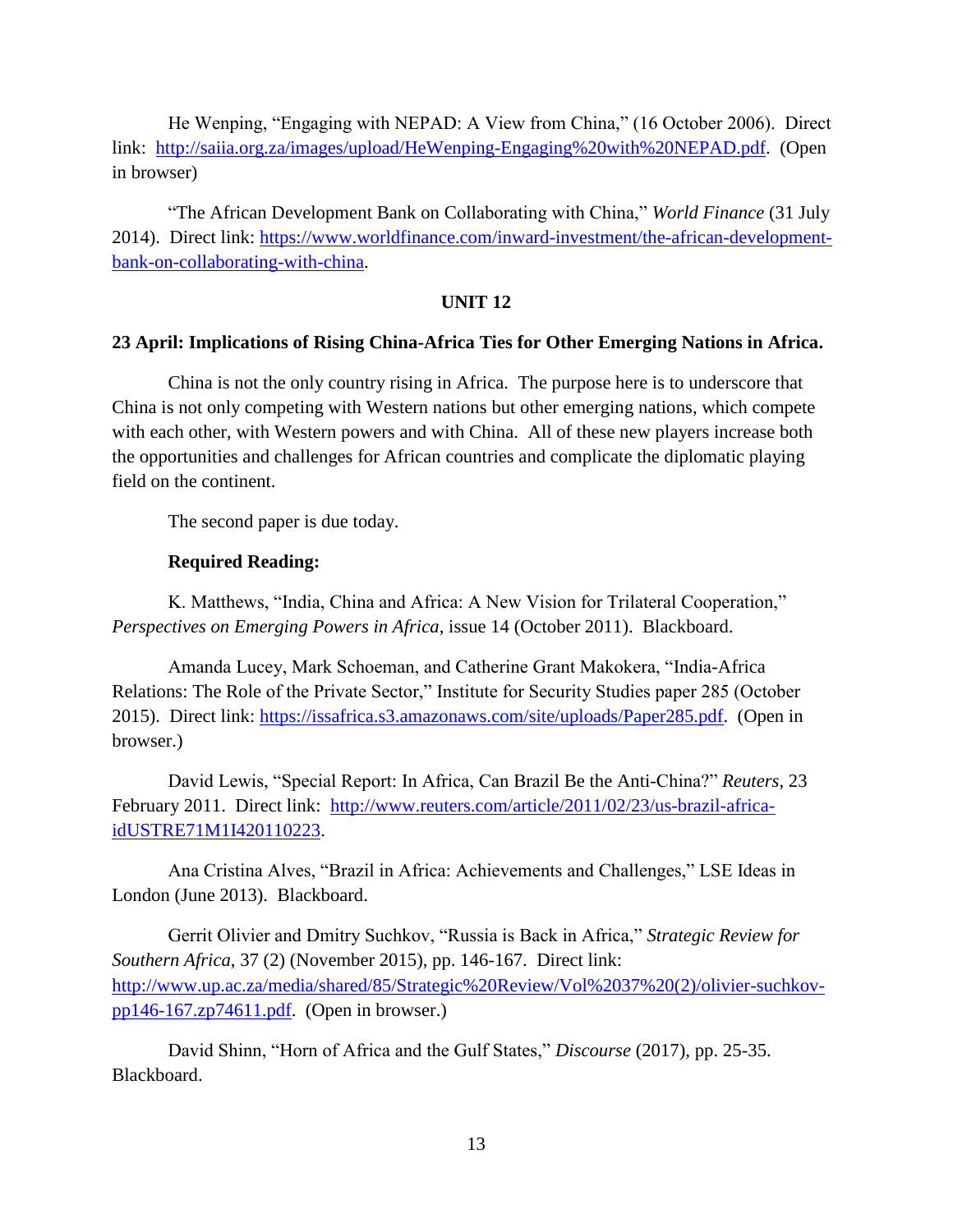He Wenping, "Engaging with NEPAD: A View from China," (16 October 2006). Direct link: [http://saiia.org.za/images/upload/HeWenping-Engaging%20with%20NEPAD.pdf](http://saiia.org.za/images/upload/HeWenping-Engaging%20with%20NEPAD.pdf). (Open in browser)

"The African Development Bank on Collaborating with China," *World Finance* (31 July 2014). Direct link: [https://www.worldfinance.com/inward-investment/the-african-development-bank-on-collaborating-with-china](https://www.worldfinance.com/inward-investment/the-african-development-bank-on-collaborating-with-china).

## UNIT 12

**23 April: Implications of Rising China-Africa Ties for Other Emerging Nations in Africa.**

China is not the only country rising in Africa. The purpose here is to underscore that China is not only competing with Western nations but other emerging nations, which compete with each other, with Western powers and with China. All of these new players increase both the opportunities and challenges for African countries and complicate the diplomatic playing field on the continent.

The second paper is due today.

**Required Reading:**

K. Matthews, "India, China and Africa: A New Vision for Trilateral Cooperation," *Perspectives on Emerging Powers in Africa*, issue 14 (October 2011). Blackboard.

Amanda Lucey, Mark Schoeman, and Catherine Grant Makokera, "India-Africa Relations: The Role of the Private Sector," Institute for Security Studies paper 285 (October 2015). Direct link: [https://issafrica.s3.amazonaws.com/site/uploads/Paper285.pdf](https://issafrica.s3.amazonaws.com/site/uploads/Paper285.pdf). (Open in browser.)

David Lewis, "Special Report: In Africa, Can Brazil Be the Anti-China?" *Reuters*, 23 February 2011. Direct link: [http://www.reuters.com/article/2011/02/23/us-brazil-africa-idUSTRE71M1I420110223](http://www.reuters.com/article/2011/02/23/us-brazil-africa-idUSTRE71M1I420110223).

Ana Cristina Alves, "Brazil in Africa: Achievements and Challenges," LSE Ideas in London (June 2013). Blackboard.

Gerrit Olivier and Dmitry Suchkov, "Russia is Back in Africa," *Strategic Review for Southern Africa*, 37 (2) (November 2015), pp. 146-167. Direct link: [http://www.up.ac.za/media/shared/85/Strategic%20Review/Vol%2037%20(2)/olivier-suchkov-pp146-167.zp74611.pdf](http://www.up.ac.za/media/shared/85/Strategic%20Review/Vol%2037%20(2)/olivier-suchkov-pp146-167.zp74611.pdf). (Open in browser.)

David Shinn, "Horn of Africa and the Gulf States," *Discourse* (2017), pp. 25-35. Blackboard.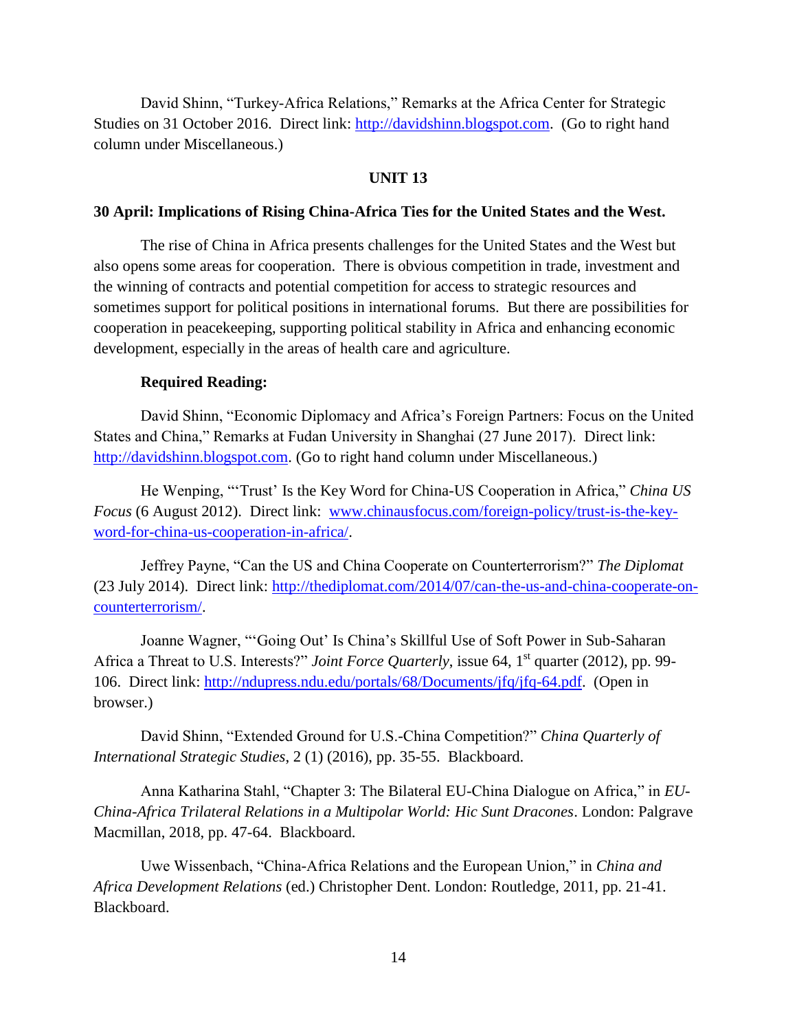David Shinn, "Turkey-Africa Relations," Remarks at the Africa Center for Strategic Studies on 31 October 2016. Direct link: [http://davidshinn.blogspot.com](http://davidshinn.blogspot.com). (Go to right hand column under Miscellaneous.)

**UNIT 13**

**30 April: Implications of Rising China-Africa Ties for the United States and the West.**

The rise of China in Africa presents challenges for the United States and the West but also opens some areas for cooperation. There is obvious competition in trade, investment and the winning of contracts and potential competition for access to strategic resources and sometimes support for political positions in international forums. But there are possibilities for cooperation in peacekeeping, supporting political stability in Africa and enhancing economic development, especially in the areas of health care and agriculture.

**Required Reading:**

David Shinn, "Economic Diplomacy and Africa's Foreign Partners: Focus on the United States and China," Remarks at Fudan University in Shanghai (27 June 2017). Direct link: [http://davidshinn.blogspot.com](http://davidshinn.blogspot.com). (Go to right hand column under Miscellaneous.)

He Wenping, "'Trust' Is the Key Word for China-US Cooperation in Africa," *China US Focus* (6 August 2012). Direct link: [www.chinausfocus.com/foreign-policy/trust-is-the-key-word-for-china-us-cooperation-in-africa/](www.chinausfocus.com/foreign-policy/trust-is-the-key-word-for-china-us-cooperation-in-africa/).

Jeffrey Payne, "Can the US and China Cooperate on Counterterrorism?" *The Diplomat* (23 July 2014). Direct link: [http://thediplomat.com/2014/07/can-the-us-and-china-cooperate-on-counterterrorism/](http://thediplomat.com/2014/07/can-the-us-and-china-cooperate-on-counterterrorism/).

Joanne Wagner, "'Going Out' Is China's Skillful Use of Soft Power in Sub-Saharan Africa a Threat to U.S. Interests?" *Joint Force Quarterly*, issue 64, 1st quarter (2012), pp. 99-106. Direct link: [http://ndupress.ndu.edu/portals/68/Documents/jfq/jfq-64.pdf](http://ndupress.ndu.edu/portals/68/Documents/jfq/jfq-64.pdf). (Open in browser.)

David Shinn, "Extended Ground for U.S.-China Competition?" *China Quarterly of International Strategic Studies*, 2 (1) (2016), pp. 35-55. Blackboard.

Anna Katharina Stahl, "Chapter 3: The Bilateral EU-China Dialogue on Africa," in *EU-China-Africa Trilateral Relations in a Multipolar World: Hic Sunt Dracones*. London: Palgrave Macmillan, 2018, pp. 47-64. Blackboard.

Uwe Wissenbach, "China-Africa Relations and the European Union," in *China and Africa Development Relations* (ed.) Christopher Dent. London: Routledge, 2011, pp. 21-41. Blackboard.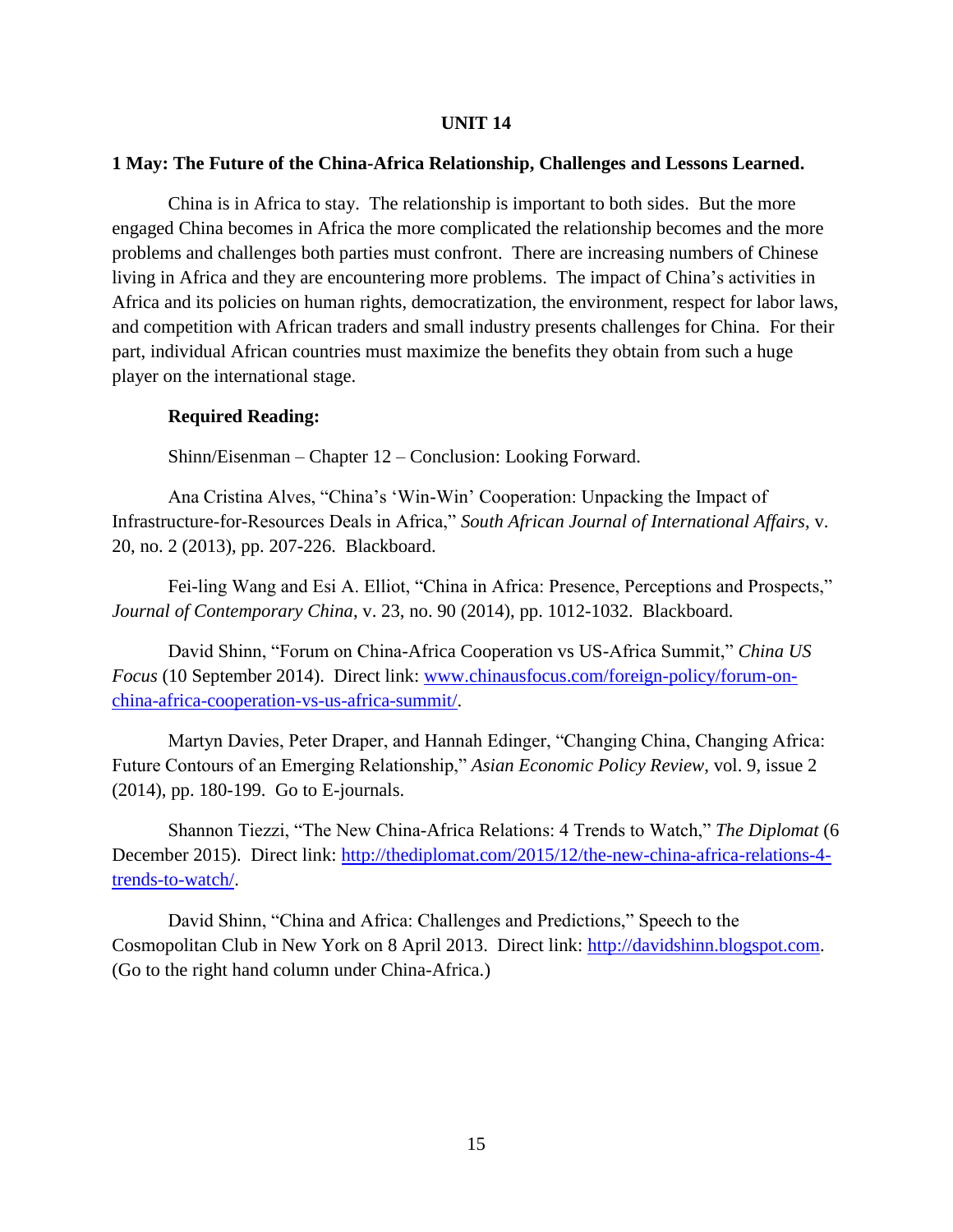## UNIT 14

**1 May: The Future of the China-Africa Relationship, Challenges and Lessons Learned.**

China is in Africa to stay. The relationship is important to both sides. But the more engaged China becomes in Africa the more complicated the relationship becomes and the more problems and challenges both parties must confront. There are increasing numbers of Chinese living in Africa and they are encountering more problems. The impact of China's activities in Africa and its policies on human rights, democratization, the environment, respect for labor laws, and competition with African traders and small industry presents challenges for China. For their part, individual African countries must maximize the benefits they obtain from such a huge player on the international stage.

**Required Reading:**

Shinn/Eisenman – Chapter 12 – Conclusion: Looking Forward.

Ana Cristina Alves, "China's 'Win-Win' Cooperation: Unpacking the Impact of Infrastructure-for-Resources Deals in Africa," *South African Journal of International Affairs*, v. 20, no. 2 (2013), pp. 207-226. Blackboard.

Fei-ling Wang and Esi A. Elliot, "China in Africa: Presence, Perceptions and Prospects," *Journal of Contemporary China*, v. 23, no. 90 (2014), pp. 1012-1032. Blackboard.

David Shinn, "Forum on China-Africa Cooperation vs US-Africa Summit," *China US Focus* (10 September 2014). Direct link: [www.chinausfocus.com/foreign-policy/forum-on-china-africa-cooperation-vs-us-africa-summit/](www.chinausfocus.com/foreign-policy/forum-on-china-africa-cooperation-vs-us-africa-summit/).

Martyn Davies, Peter Draper, and Hannah Edinger, "Changing China, Changing Africa: Future Contours of an Emerging Relationship," *Asian Economic Policy Review*, vol. 9, issue 2 (2014), pp. 180-199. Go to E-journals.

Shannon Tiezzi, "The New China-Africa Relations: 4 Trends to Watch," *The Diplomat* (6 December 2015). Direct link: [http://thediplomat.com/2015/12/the-new-china-africa-relations-4-trends-to-watch/](http://thediplomat.com/2015/12/the-new-china-africa-relations-4-trends-to-watch/).

David Shinn, "China and Africa: Challenges and Predictions," Speech to the Cosmopolitan Club in New York on 8 April 2013. Direct link: [http://davidshinn.blogspot.com](http://davidshinn.blogspot.com). (Go to the right hand column under China-Africa.)